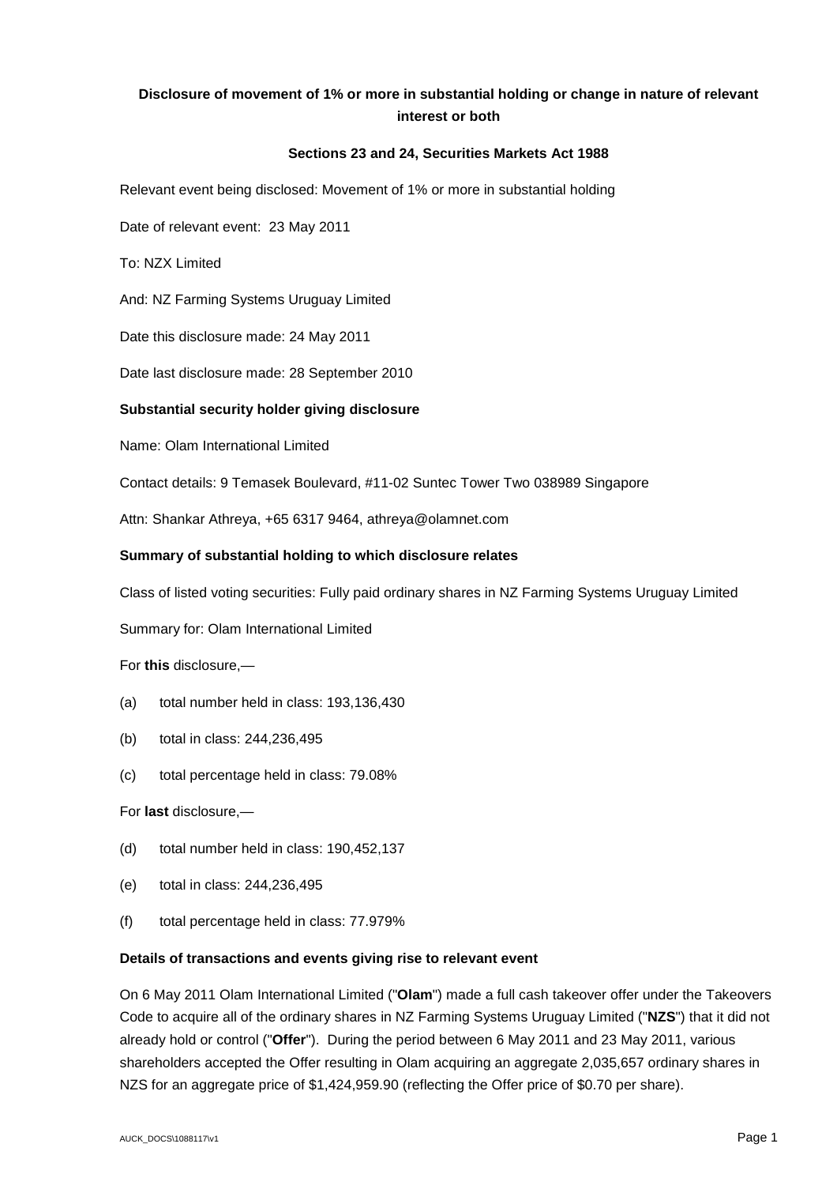**Disclosure of movement of 1% or more in substantial holding or change in nature of relevant interest or both**

**Sections 23 and 24, Securities Markets Act 1988**

Relevant event being disclosed: Movement of 1% or more in substantial holding

Date of relevant event: 23 May 2011

To: NZX Limited

And: NZ Farming Systems Uruguay Limited

Date this disclosure made: 24 May 2011

Date last disclosure made: 28 September 2010

**Substantial security holder giving disclosure**

Name: Olam International Limited

Contact details: 9 Temasek Boulevard, #11-02 Suntec Tower Two 038989 Singapore

Attn: Shankar Athreya, +65 6317 9464, athreya@olamnet.com

**Summary of substantial holding to which disclosure relates**

Class of listed voting securities: Fully paid ordinary shares in NZ Farming Systems Uruguay Limited

Summary for: Olam International Limited

For **this** disclosure,—

(a) total number held in class: 193,136,430

(b) total in class: 244,236,495

(c) total percentage held in class: 79.08%

For **last** disclosure,—

(d) total number held in class: 190,452,137

(e) total in class: 244,236,495

(f) total percentage held in class: 77.979%

**Details of transactions and events giving rise to relevant event**

On 6 May 2011 Olam International Limited ("**Olam**") made a full cash takeover offer under the Takeovers Code to acquire all of the ordinary shares in NZ Farming Systems Uruguay Limited ("**NZS**") that it did not already hold or control ("**Offer**"). During the period between 6 May 2011 and 23 May 2011, various shareholders accepted the Offer resulting in Olam acquiring an aggregate 2,035,657 ordinary shares in NZS for an aggregate price of $1,424,959.90 (reflecting the Offer price of $0.70 per share).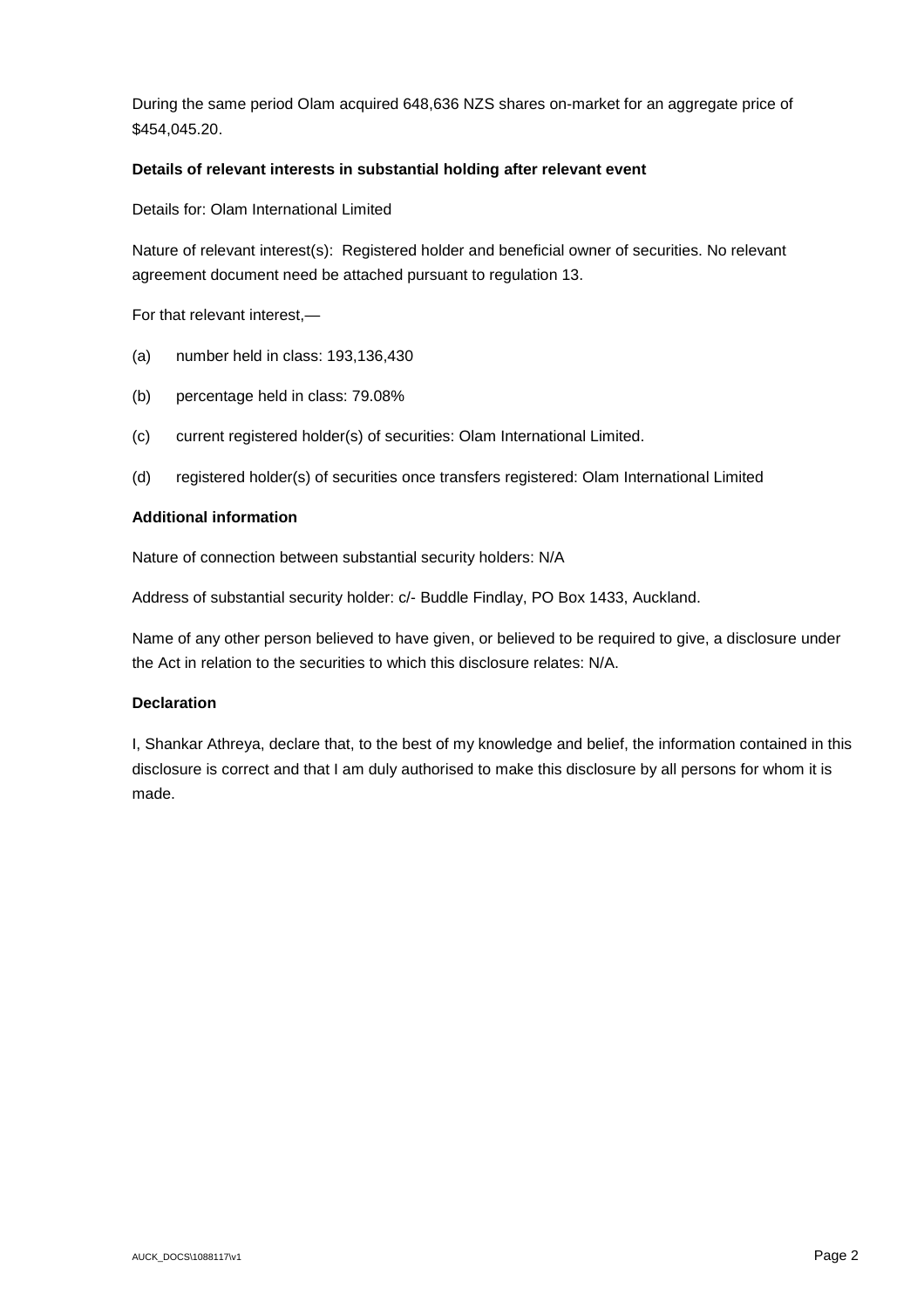During the same period Olam acquired 648,636 NZS shares on-market for an aggregate price of $454,045.20.

**Details of relevant interests in substantial holding after relevant event**

Details for: Olam International Limited

Nature of relevant interest(s): Registered holder and beneficial owner of securities. No relevant agreement document need be attached pursuant to regulation 13.

For that relevant interest,—

(a) number held in class: 193,136,430

(b) percentage held in class: 79.08%

(c) current registered holder(s) of securities: Olam International Limited.

(d) registered holder(s) of securities once transfers registered: Olam International Limited

**Additional information**

Nature of connection between substantial security holders: N/A

Address of substantial security holder: c/- Buddle Findlay, PO Box 1433, Auckland.

Name of any other person believed to have given, or believed to be required to give, a disclosure under the Act in relation to the securities to which this disclosure relates: N/A.

**Declaration**

I, Shankar Athreya, declare that, to the best of my knowledge and belief, the information contained in this disclosure is correct and that I am duly authorised to make this disclosure by all persons for whom it is made.